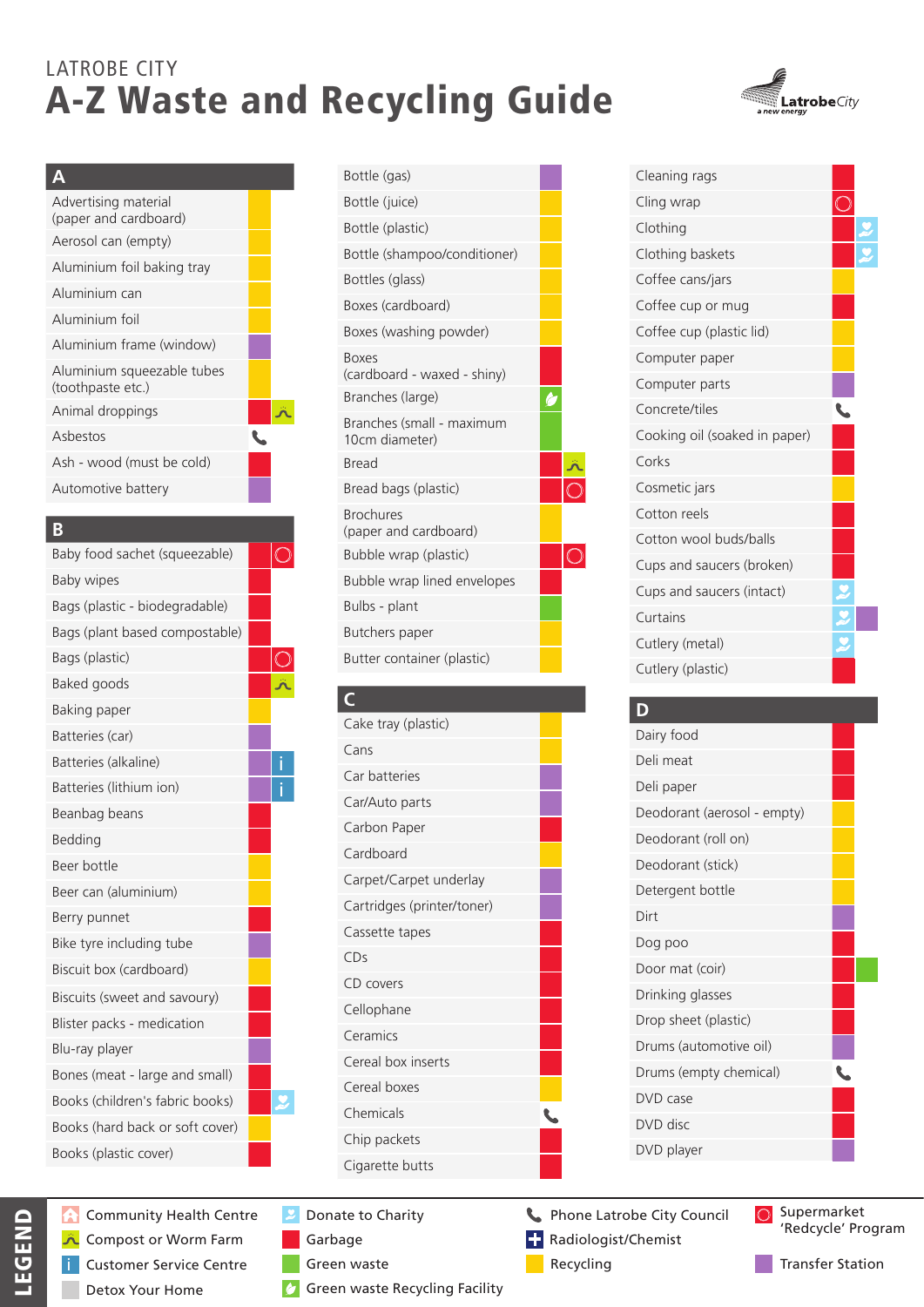LATROBE CITY

# A-Z Waste and Recycling Guide

## A

| Item | Disposal |
| --- | --- |
| Advertising material (paper and cardboard) | Recycling |
| Aerosol can (empty) | Recycling |
| Aluminium foil baking tray | Recycling |
| Aluminium can | Recycling |
| Aluminium foil | Recycling |
| Aluminium frame (window) | Transfer Station |
| Aluminium squeezable tubes (toothpaste etc.) | Recycling |
| Animal droppings | Garbage, Compost or Worm Farm |
| Asbestos | Phone Latrobe City Council |
| Ash - wood (must be cold) | Garbage |
| Automotive battery | Transfer Station |

## B

| Item | Disposal |
| --- | --- |
| Baby food sachet (squeezable) | Garbage, Supermarket 'Redcycle' Program |
| Baby wipes | Garbage |
| Bags (plastic - biodegradable) | Garbage |
| Bags (plant based compostable) | Garbage |
| Bags (plastic) | Garbage, Supermarket 'Redcycle' Program |
| Baked goods | Garbage, Compost or Worm Farm |
| Baking paper | Recycling |
| Batteries (car) | Transfer Station |
| Batteries (alkaline) | Transfer Station, Customer Service Centre |
| Batteries (lithium ion) | Transfer Station, Customer Service Centre |
| Beanbag beans | Garbage |
| Bedding | Garbage |
| Beer bottle | Recycling |
| Beer can (aluminium) | Recycling |
| Berry punnet | Garbage |
| Bike tyre including tube | Transfer Station |
| Biscuit box (cardboard) | Recycling |
| Biscuits (sweet and savoury) | Garbage |
| Blister packs - medication | Garbage |
| Blu-ray player | Transfer Station |
| Bones (meat - large and small) | Garbage |
| Books (children's fabric books) | Garbage, Donate to Charity |
| Books (hard back or soft cover) | Recycling |
| Books (plastic cover) | Garbage |
| Bottle (gas) | Transfer Station |
| Bottle (juice) | Recycling |
| Bottle (plastic) | Recycling |
| Bottle (shampoo/conditioner) | Recycling |
| Bottles (glass) | Recycling |
| Boxes (cardboard) | Recycling |
| Boxes (washing powder) | Recycling |
| Boxes (cardboard - waxed - shiny) | Garbage |
| Branches (large) | Green waste Recycling Facility |
| Branches (small - maximum 10cm diameter) | Green waste |
| Bread | Garbage, Compost or Worm Farm |
| Bread bags (plastic) | Garbage, Supermarket 'Redcycle' Program |
| Brochures (paper and cardboard) | Recycling |
| Bubble wrap (plastic) | Garbage, Supermarket 'Redcycle' Program |
| Bubble wrap lined envelopes | Garbage |
| Bulbs - plant | Green waste |
| Butchers paper | Recycling |
| Butter container (plastic) | Recycling |

## C

| Item | Disposal |
| --- | --- |
| Cake tray (plastic) | Recycling |
| Cans | Recycling |
| Car batteries | Transfer Station |
| Car/Auto parts | Transfer Station |
| Carbon Paper | Garbage |
| Cardboard | Recycling |
| Carpet/Carpet underlay | Transfer Station |
| Cartridges (printer/toner) | Transfer Station |
| Cassette tapes | Garbage |
| CDs | Garbage |
| CD covers | Garbage |
| Cellophane | Garbage |
| Ceramics | Garbage |
| Cereal box inserts | Garbage |
| Cereal boxes | Recycling |
| Chemicals | Phone Latrobe City Council |
| Chip packets | Garbage |
| Cigarette butts | Garbage |
| Cleaning rags | Garbage |
| Cling wrap | Supermarket 'Redcycle' Program |
| Clothing | Garbage, Donate to Charity |
| Clothing baskets | Garbage, Donate to Charity |
| Coffee cans/jars | Recycling |
| Coffee cup or mug | Garbage |
| Coffee cup (plastic lid) | Recycling |
| Computer paper | Recycling |
| Computer parts | Transfer Station |
| Concrete/tiles | Phone Latrobe City Council |
| Cooking oil (soaked in paper) | Garbage |
| Corks | Garbage |
| Cosmetic jars | Recycling |
| Cotton reels | Garbage |
| Cotton wool buds/balls | Garbage |
| Cups and saucers (broken) | Garbage |
| Cups and saucers (intact) | Donate to Charity |
| Curtains | Donate to Charity, Transfer Station |
| Cutlery (metal) | Donate to Charity |
| Cutlery (plastic) | Garbage |

## D

| Item | Disposal |
| --- | --- |
| Dairy food | Garbage |
| Deli meat | Garbage |
| Deli paper | Garbage |
| Deodorant (aerosol - empty) | Recycling |
| Deodorant (roll on) | Recycling |
| Deodorant (stick) | Recycling |
| Detergent bottle | Recycling |
| Dirt | Transfer Station |
| Dog poo | Garbage |
| Door mat (coir) | Garbage, Green waste |
| Drinking glasses | Garbage |
| Drop sheet (plastic) | Garbage |
| Drums (automotive oil) | Transfer Station |
| Drums (empty chemical) | Phone Latrobe City Council |
| DVD case | Garbage |
| DVD disc | Garbage |
| DVD player | Transfer Station |

## LEGEND

- Community Health Centre
- Compost or Worm Farm
- Customer Service Centre
- Detox Your Home
- Donate to Charity
- Garbage
- Green waste
- Green waste Recycling Facility
- Phone Latrobe City Council
- Radiologist/Chemist
- Recycling
- Supermarket 'Redcycle' Program
- Transfer Station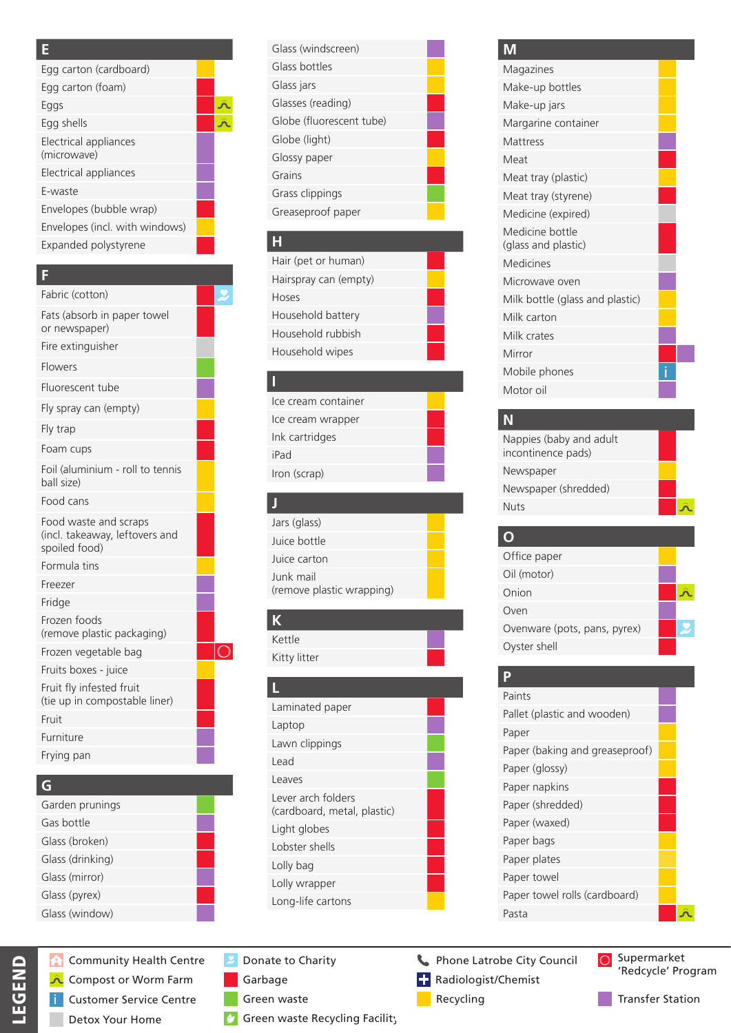## E

| Item | Disposal |
|---|---|
| Egg carton (cardboard) | Recycling |
| Egg carton (foam) | Garbage |
| Eggs | Garbage, Compost or Worm Farm |
| Egg shells | Garbage, Compost or Worm Farm |
| Electrical appliances (microwave) | Transfer Station |
| Electrical appliances | Transfer Station |
| E-waste | Transfer Station |
| Envelopes (bubble wrap) | Garbage |
| Envelopes (incl. with windows) | Recycling |
| Expanded polystyrene | Garbage |

## F

| Item | Disposal |
|---|---|
| Fabric (cotton) | Garbage, Donate to Charity |
| Fats (absorb in paper towel or newspaper) | Garbage |
| Fire extinguisher | Detox Your Home |
| Flowers | Green waste |
| Fluorescent tube | Transfer Station |
| Fly spray can (empty) | Recycling |
| Fly trap | Garbage |
| Foam cups | Garbage |
| Foil (aluminium - roll to tennis ball size) | Recycling |
| Food cans | Recycling |
| Food waste and scraps (incl. takeaway, leftovers and spoiled food) | Garbage |
| Formula tins | Recycling |
| Freezer | Transfer Station |
| Fridge | Transfer Station |
| Frozen foods (remove plastic packaging) | Garbage |
| Frozen vegetable bag | Garbage, Supermarket 'Redcycle' Program |
| Fruits boxes - juice | Recycling |
| Fruit fly infested fruit (tie up in compostable liner) | Garbage |
| Fruit | Garbage |
| Furniture | Transfer Station |
| Frying pan | Transfer Station |

## G

| Item | Disposal |
|---|---|
| Garden prunings | Green waste |
| Gas bottle | Transfer Station |
| Glass (broken) | Garbage |
| Glass (drinking) | Garbage |
| Glass (mirror) | Transfer Station |
| Glass (pyrex) | Garbage |
| Glass (window) | Transfer Station |
| Glass (windscreen) | Transfer Station |
| Glass bottles | Recycling |
| Glass jars | Recycling |
| Glasses (reading) | Garbage |
| Globe (fluorescent tube) | Transfer Station |
| Globe (light) | Garbage |
| Glossy paper | Recycling |
| Grains | Garbage |
| Grass clippings | Green waste |
| Greaseproof paper | Recycling |

## H

| Item | Disposal |
|---|---|
| Hair (pet or human) | Garbage |
| Hairspray can (empty) | Recycling |
| Hoses | Garbage |
| Household battery | Transfer Station |
| Household rubbish | Garbage |
| Household wipes | Garbage |

## I

| Item | Disposal |
|---|---|
| Ice cream container | Recycling |
| Ice cream wrapper | Garbage |
| Ink cartridges | Garbage |
| iPad | Transfer Station |
| Iron (scrap) | Transfer Station |

## J

| Item | Disposal |
|---|---|
| Jars (glass) | Recycling |
| Juice bottle | Recycling |
| Juice carton | Recycling |
| Junk mail (remove plastic wrapping) | Recycling |

## K

| Item | Disposal |
|---|---|
| Kettle | Transfer Station |
| Kitty litter | Garbage |

## L

| Item | Disposal |
|---|---|
| Laminated paper | Garbage |
| Laptop | Transfer Station |
| Lawn clippings | Green waste |
| Lead | Transfer Station |
| Leaves | Green waste |
| Lever arch folders (cardboard, metal, plastic) | Garbage |
| Light globes | Garbage |
| Lobster shells | Garbage |
| Lolly bag | Garbage |
| Lolly wrapper | Garbage |
| Long-life cartons | Recycling |

## M

| Item | Disposal |
|---|---|
| Magazines | Recycling |
| Make-up bottles | Recycling |
| Make-up jars | Recycling |
| Margarine container | Recycling |
| Mattress | Transfer Station |
| Meat | Garbage |
| Meat tray (plastic) | Recycling |
| Meat tray (styrene) | Garbage |
| Medicine (expired) | Detox Your Home |
| Medicine bottle (glass and plastic) | Garbage |
| Medicines | Detox Your Home |
| Microwave oven | Transfer Station |
| Milk bottle (glass and plastic) | Recycling |
| Milk carton | Recycling |
| Milk crates | Transfer Station |
| Mirror | Garbage, Transfer Station |
| Mobile phones | Customer Service Centre |
| Motor oil | Transfer Station |

## N

| Item | Disposal |
|---|---|
| Nappies (baby and adult incontinence pads) | Garbage |
| Newspaper | Recycling |
| Newspaper (shredded) | Garbage |
| Nuts | Garbage, Compost or Worm Farm |

## O

| Item | Disposal |
|---|---|
| Office paper | Recycling |
| Oil (motor) | Transfer Station |
| Onion | Garbage, Compost or Worm Farm |
| Oven | Transfer Station |
| Ovenware (pots, pans, pyrex) | Garbage, Donate to Charity |
| Oyster shell | Garbage |

## P

| Item | Disposal |
|---|---|
| Paints | Transfer Station |
| Pallet (plastic and wooden) | Transfer Station |
| Paper | Recycling |
| Paper (baking and greaseproof) | Recycling |
| Paper (glossy) | Recycling |
| Paper napkins | Garbage |
| Paper (shredded) | Garbage |
| Paper (waxed) | Garbage |
| Paper bags | Recycling |
| Paper plates | Recycling |
| Paper towel | Recycling |
| Paper towel rolls (cardboard) | Recycling |
| Pasta | Garbage, Compost or Worm Farm |

## LEGEND

- Community Health Centre
- Compost or Worm Farm
- Customer Service Centre
- Detox Your Home
- Donate to Charity
- Garbage
- Green waste
- Green waste Recycling Facility
- Phone Latrobe City Council
- Radiologist/Chemist
- Recycling
- Supermarket 'Redcycle' Program
- Transfer Station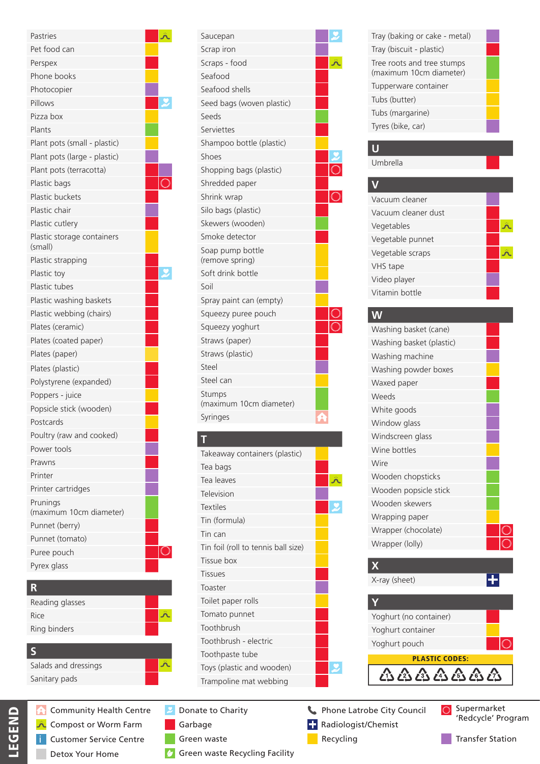| Item | Disposal |
|---|---|
| Pastries | Garbage; Compost or Worm Farm |
| Pet food can | Recycling |
| Perspex | Garbage |
| Phone books | Recycling |
| Photocopier | Transfer Station |
| Pillows | Garbage; Donate to Charity |
| Pizza box | Recycling |
| Plants | Green waste |
| Plant pots (small - plastic) | Recycling |
| Plant pots (large - plastic) | Transfer Station |
| Plant pots (terracotta) | Garbage; Transfer Station |
| Plastic bags | Garbage; Supermarket 'Redcycle' Program |
| Plastic buckets | Garbage |
| Plastic chair | Transfer Station |
| Plastic cutlery | Garbage |
| Plastic storage containers (small) | Recycling |
| Plastic strapping | Garbage |
| Plastic toy | Garbage; Donate to Charity |
| Plastic tubes | Garbage |
| Plastic washing baskets | Garbage |
| Plastic webbing (chairs) | Garbage |
| Plates (ceramic) | Garbage |
| Plates (coated paper) | Garbage |
| Plates (paper) | Recycling |
| Plates (plastic) | Garbage |
| Polystyrene (expanded) | Garbage |
| Poppers - juice | Recycling |
| Popsicle stick (wooden) | Garbage |
| Postcards | Recycling |
| Poultry (raw and cooked) | Garbage |
| Power tools | Transfer Station |
| Prawns | Garbage |
| Printer | Transfer Station |
| Printer cartridges | Transfer Station |
| Prunings (maximum 10cm diameter) | Green waste |
| Punnet (berry) | Garbage |
| Punnet (tomato) | Garbage |
| Puree pouch | Garbage; Supermarket 'Redcycle' Program |
| Pyrex glass | Garbage |

## R

| Item | Disposal |
|---|---|
| Reading glasses | Garbage |
| Rice | Garbage; Compost or Worm Farm |
| Ring binders | Garbage |

## S

| Item | Disposal |
|---|---|
| Salads and dressings | Garbage; Compost or Worm Farm |
| Sanitary pads | Garbage |
| Saucepan | Transfer Station; Donate to Charity |
| Scrap iron | Transfer Station |
| Scraps - food | Garbage; Compost or Worm Farm |
| Seafood | Garbage |
| Seafood shells | Garbage |
| Seed bags (woven plastic) | Garbage |
| Seeds | Green waste |
| Serviettes | Garbage |
| Shampoo bottle (plastic) | Recycling |
| Shoes | Garbage; Donate to Charity |
| Shopping bags (plastic) | Garbage; Supermarket 'Redcycle' Program |
| Shredded paper | Garbage |
| Shrink wrap | Garbage; Supermarket 'Redcycle' Program |
| Silo bags (plastic) | Garbage |
| Skewers (wooden) | Green waste |
| Smoke detector | Garbage |
| Soap pump bottle (remove spring) | Recycling |
| Soft drink bottle | Recycling |
| Soil | Transfer Station |
| Spray paint can (empty) | Recycling |
| Squeezy puree pouch | Garbage; Supermarket 'Redcycle' Program |
| Squeezy yoghurt | Garbage; Supermarket 'Redcycle' Program |
| Straws (paper) | Garbage |
| Straws (plastic) | Garbage |
| Steel | Transfer Station |
| Steel can | Recycling |
| Stumps (maximum 10cm diameter) | Green waste |
| Syringes | Community Health Centre |

## T

| Item | Disposal |
|---|---|
| Takeaway containers (plastic) | Recycling |
| Tea bags | Garbage |
| Tea leaves | Garbage; Compost or Worm Farm |
| Television | Transfer Station |
| Textiles | Garbage; Donate to Charity |
| Tin (formula) | Recycling |
| Tin can | Recycling |
| Tin foil (roll to tennis ball size) | Recycling |
| Tissue box | Recycling |
| Tissues | Garbage |
| Toaster | Transfer Station |
| Toilet paper rolls | Recycling |
| Tomato punnet | Garbage |
| Toothbrush | Garbage |
| Toothbrush - electric | Garbage |
| Toothpaste tube | Garbage |
| Toys (plastic and wooden) | Garbage; Donate to Charity |
| Trampoline mat webbing | Garbage |
| Tray (baking or cake - metal) | Transfer Station |
| Tray (biscuit - plastic) | Garbage |
| Tree roots and tree stumps (maximum 10cm diameter) | Green waste |
| Tupperware container | Recycling |
| Tubs (butter) | Recycling |
| Tubs (margarine) | Recycling |
| Tyres (bike, car) | Transfer Station |

## U

| Item | Disposal |
|---|---|
| Umbrella | Garbage |

## V

| Item | Disposal |
|---|---|
| Vacuum cleaner | Transfer Station |
| Vacuum cleaner dust | Garbage |
| Vegetables | Garbage; Compost or Worm Farm |
| Vegetable punnet | Garbage |
| Vegetable scraps | Garbage; Compost or Worm Farm |
| VHS tape | Garbage |
| Video player | Transfer Station |
| Vitamin bottle | Garbage |

## W

| Item | Disposal |
|---|---|
| Washing basket (cane) | Garbage |
| Washing basket (plastic) | Garbage |
| Washing machine | Transfer Station |
| Washing powder boxes | Recycling |
| Waxed paper | Garbage |
| Weeds | Green waste |
| White goods | Transfer Station |
| Window glass | Transfer Station |
| Windscreen glass | Transfer Station |
| Wine bottles | Recycling |
| Wire | Transfer Station |
| Wooden chopsticks | Green waste |
| Wooden popsicle stick | Green waste |
| Wooden skewers | Green waste |
| Wrapping paper | Recycling |
| Wrapper (chocolate) | Garbage; Supermarket 'Redcycle' Program |
| Wrapper (lolly) | Garbage; Supermarket 'Redcycle' Program |

## X

| Item | Disposal |
|---|---|
| X-ray (sheet) | Radiologist/Chemist |

## Y

| Item | Disposal |
|---|---|
| Yoghurt (no container) | Garbage |
| Yoghurt container | Recycling |
| Yoghurt pouch | Garbage; Supermarket 'Redcycle' Program |

**PLASTIC CODES:**

1 2 3 4 5 6 7

## LEGEND

- Community Health Centre
- Compost or Worm Farm
- Customer Service Centre
- Detox Your Home
- Donate to Charity
- Garbage
- Green waste
- Green waste Recycling Facility
- Phone Latrobe City Council
- Radiologist/Chemist
- Recycling
- Supermarket 'Redcycle' Program
- Transfer Station